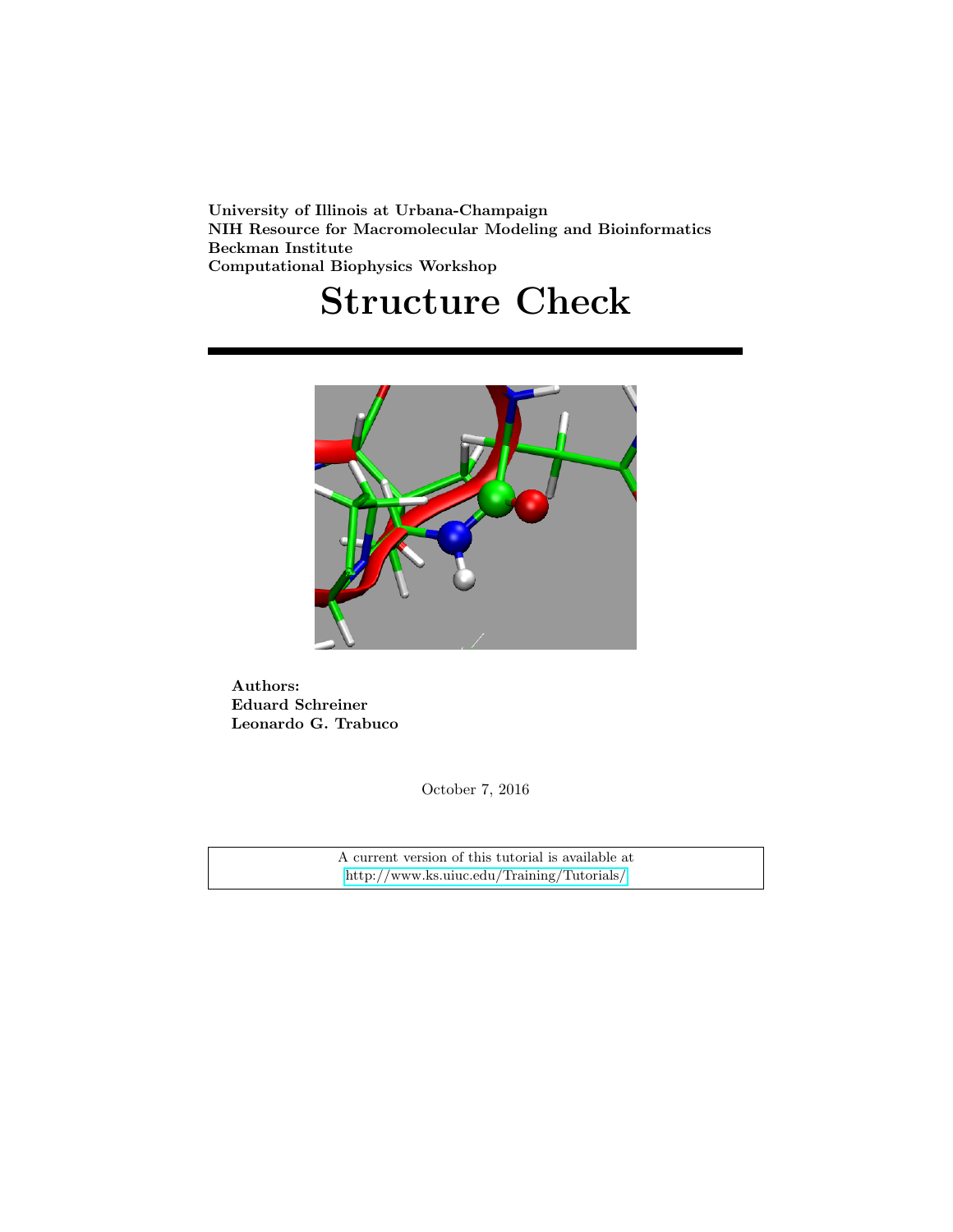**University of Illinois at Urbana-Champaign**
**NIH Resource for Macromolecular Modeling and Bioinformatics**
**Beckman Institute**
**Computational Biophysics Workshop**

# Structure Check

**Authors:**
**Eduard Schreiner**
**Leonardo G. Trabuco**

October 7, 2016

A current version of this tutorial is available at
http://www.ks.uiuc.edu/Training/Tutorials/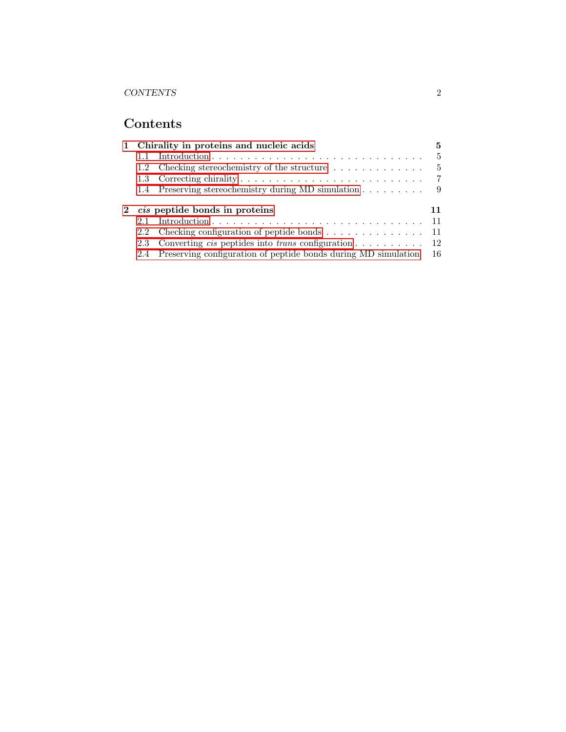# Contents

**1 Chirality in proteins and nucleic acids** — **5**

- 1.1 Introduction — 5
- 1.2 Checking stereochemistry of the structure — 5
- 1.3 Correcting chirality — 7
- 1.4 Preserving stereochemistry during MD simulation — 9

**2 *cis* peptide bonds in proteins** — **11**

- 2.1 Introduction — 11
- 2.2 Checking configuration of peptide bonds — 11
- 2.3 Converting *cis* peptides into *trans* configuration — 12
- 2.4 Preserving configuration of peptide bonds during MD simulation — 16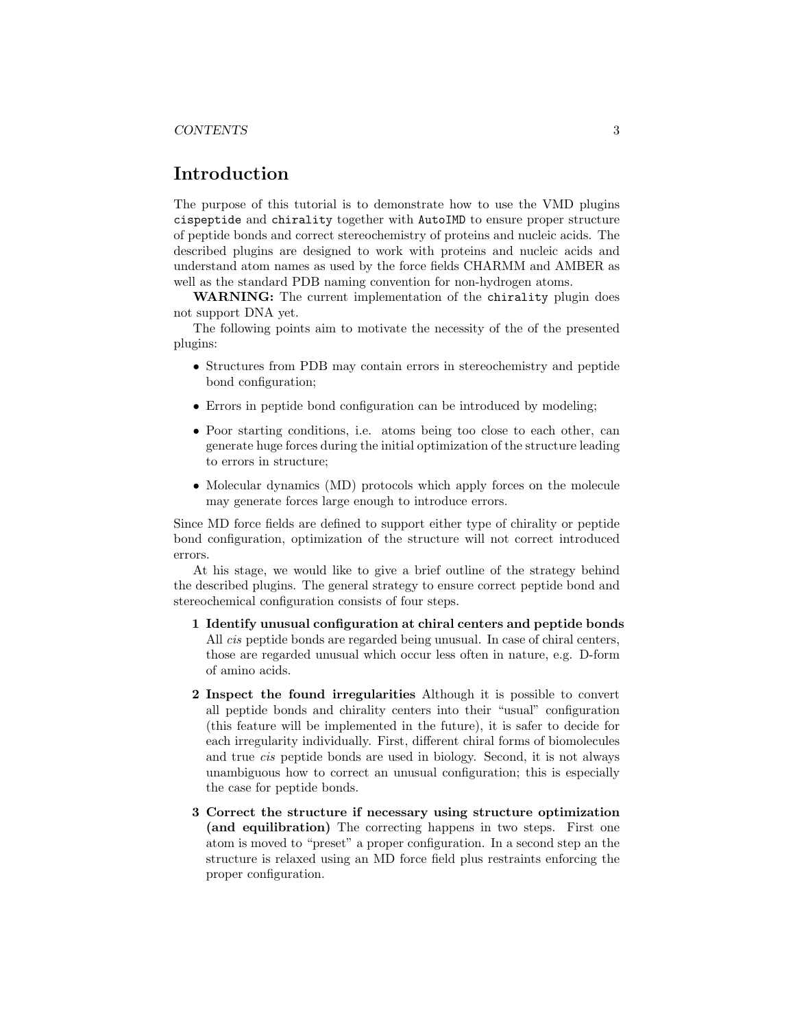# Introduction

The purpose of this tutorial is to demonstrate how to use the VMD plugins `cispeptide` and `chirality` together with `AutoIMD` to ensure proper structure of peptide bonds and correct stereochemistry of proteins and nucleic acids. The described plugins are designed to work with proteins and nucleic acids and understand atom names as used by the force fields CHARMM and AMBER as well as the standard PDB naming convention for non-hydrogen atoms.

**WARNING:** The current implementation of the `chirality` plugin does not support DNA yet.

The following points aim to motivate the necessity of the of the presented plugins:

- Structures from PDB may contain errors in stereochemistry and peptide bond configuration;
- Errors in peptide bond configuration can be introduced by modeling;
- Poor starting conditions, i.e. atoms being too close to each other, can generate huge forces during the initial optimization of the structure leading to errors in structure;
- Molecular dynamics (MD) protocols which apply forces on the molecule may generate forces large enough to introduce errors.

Since MD force fields are defined to support either type of chirality or peptide bond configuration, optimization of the structure will not correct introduced errors.

At his stage, we would like to give a brief outline of the strategy behind the described plugins. The general strategy to ensure correct peptide bond and stereochemical configuration consists of four steps.

**1 Identify unusual configuration at chiral centers and peptide bonds** All *cis* peptide bonds are regarded being unusual. In case of chiral centers, those are regarded unusual which occur less often in nature, e.g. D-form of amino acids.

**2 Inspect the found irregularities** Although it is possible to convert all peptide bonds and chirality centers into their "usual" configuration (this feature will be implemented in the future), it is safer to decide for each irregularity individually. First, different chiral forms of biomolecules and true *cis* peptide bonds are used in biology. Second, it is not always unambiguous how to correct an unusual configuration; this is especially the case for peptide bonds.

**3 Correct the structure if necessary using structure optimization (and equilibration)** The correcting happens in two steps. First one atom is moved to "preset" a proper configuration. In a second step an the structure is relaxed using an MD force field plus restraints enforcing the proper configuration.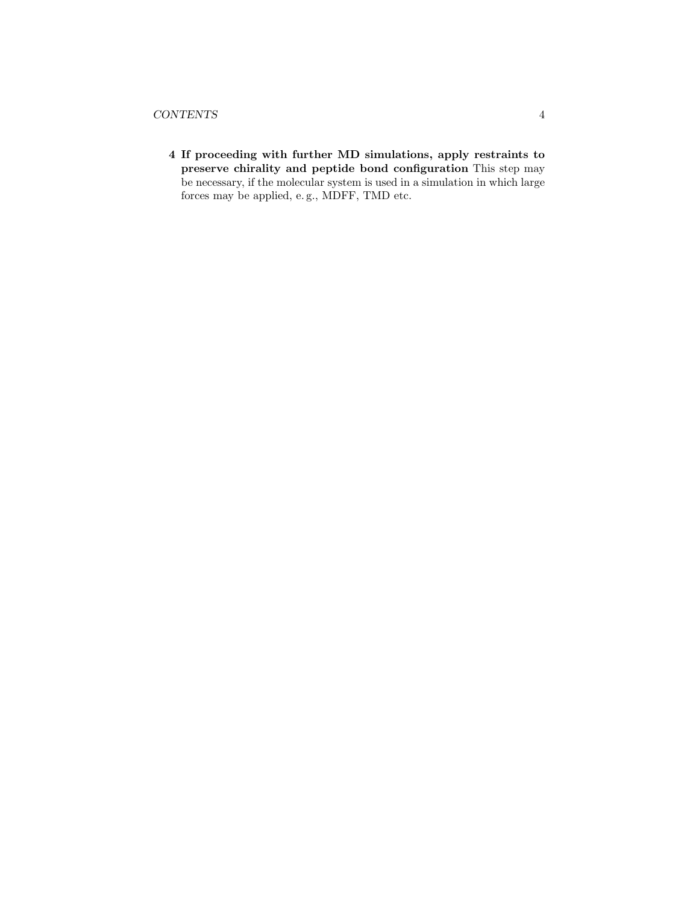4. **If proceeding with further MD simulations, apply restraints to preserve chirality and peptide bond configuration** This step may be necessary, if the molecular system is used in a simulation in which large forces may be applied, e. g., MDFF, TMD etc.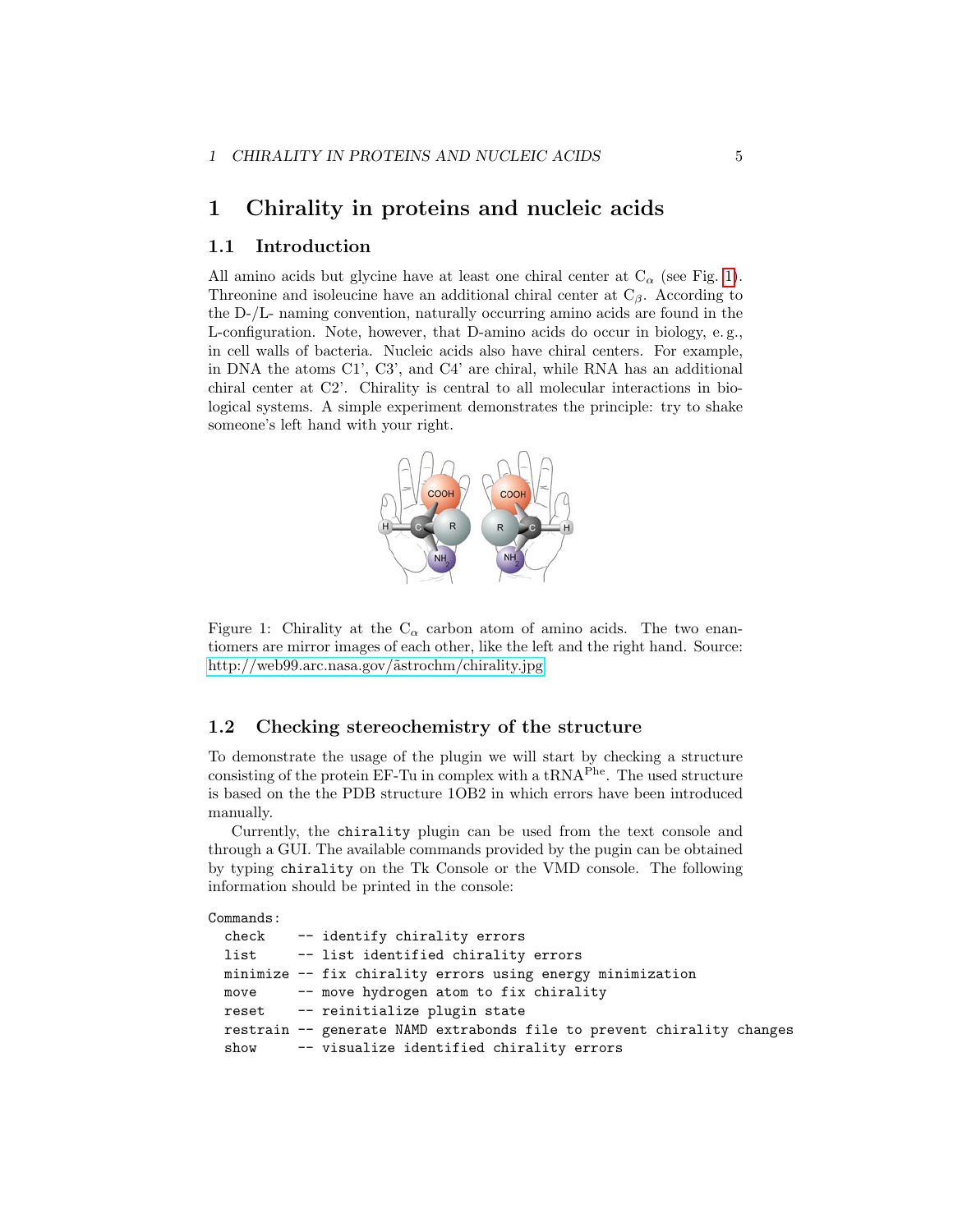# 1 Chirality in proteins and nucleic acids

## 1.1 Introduction

All amino acids but glycine have at least one chiral center at $C_\alpha$ (see Fig. 1). Threonine and isoleucine have an additional chiral center at $C_\beta$. According to the D-/L- naming convention, naturally occurring amino acids are found in the L-configuration. Note, however, that D-amino acids do occur in biology, e. g., in cell walls of bacteria. Nucleic acids also have chiral centers. For example, in DNA the atoms C1', C3', and C4' are chiral, while RNA has an additional chiral center at C2'. Chirality is central to all molecular interactions in biological systems. A simple experiment demonstrates the principle: try to shake someone's left hand with your right.

Figure 1: Chirality at the $C_\alpha$ carbon atom of amino acids. The two enantiomers are mirror images of each other, like the left and the right hand. Source: http://web99.arc.nasa.gov/~astrochm/chirality.jpg

## 1.2 Checking stereochemistry of the structure

To demonstrate the usage of the plugin we will start by checking a structure consisting of the protein EF-Tu in complex with a tRNA$^{Phe}$. The used structure is based on the the PDB structure 1OB2 in which errors have been introduced manually.

Currently, the `chirality` plugin can be used from the text console and through a GUI. The available commands provided by the pugin can be obtained by typing `chirality` on the Tk Console or the VMD console. The following information should be printed in the console:

```
Commands:
  check    -- identify chirality errors
  list     -- list identified chirality errors
  minimize -- fix chirality errors using energy minimization
  move     -- move hydrogen atom to fix chirality
  reset    -- reinitialize plugin state
  restrain -- generate NAMD extrabonds file to prevent chirality changes
  show     -- visualize identified chirality errors
```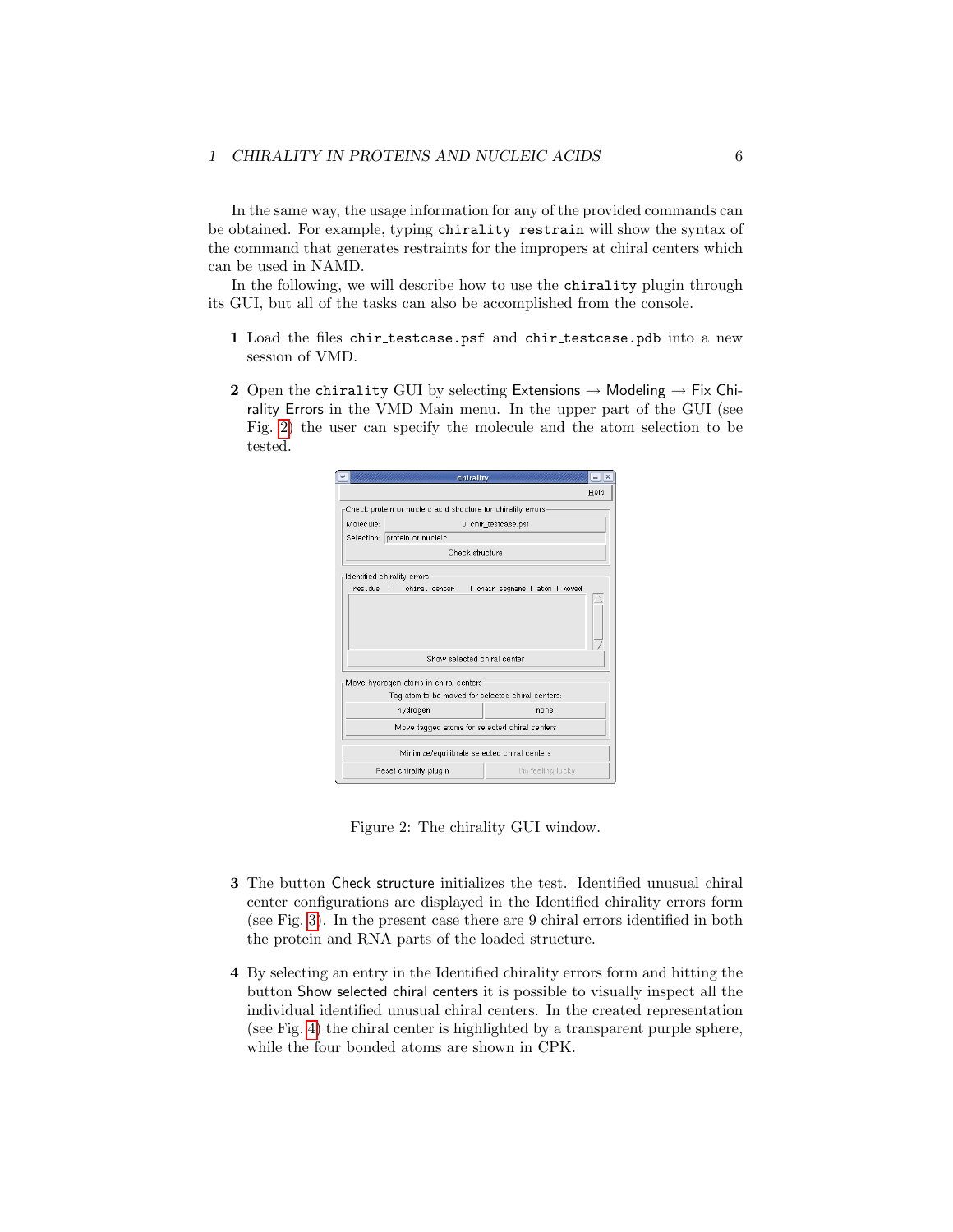In the same way, the usage information for any of the provided commands can be obtained. For example, typing `chirality restrain` will show the syntax of the command that generates restraints for the impropers at chiral centers which can be used in NAMD.

In the following, we will describe how to use the `chirality` plugin through its GUI, but all of the tasks can also be accomplished from the console.

**1** Load the files `chir_testcase.psf` and `chir_testcase.pdb` into a new session of VMD.

**2** Open the `chirality` GUI by selecting Extensions → Modeling → Fix Chirality Errors in the VMD Main menu. In the upper part of the GUI (see Fig. 2) the user can specify the molecule and the atom selection to be tested.

Figure 2: The chirality GUI window.

**3** The button Check structure initializes the test. Identified unusual chiral center configurations are displayed in the Identified chirality errors form (see Fig. 3). In the present case there are 9 chiral errors identified in both the protein and RNA parts of the loaded structure.

**4** By selecting an entry in the Identified chirality errors form and hitting the button Show selected chiral centers it is possible to visually inspect all the individual identified unusual chiral centers. In the created representation (see Fig. 4) the chiral center is highlighted by a transparent purple sphere, while the four bonded atoms are shown in CPK.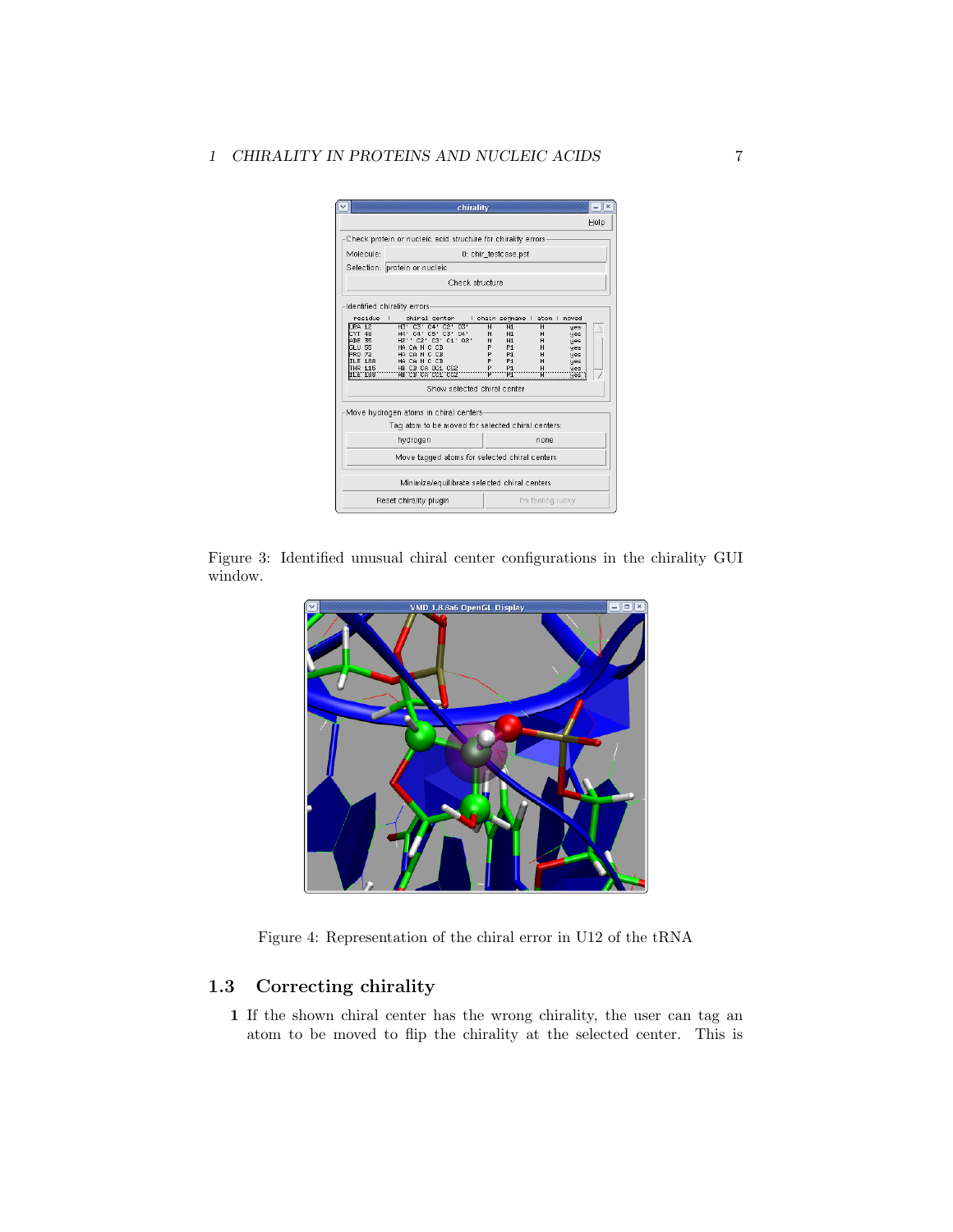Figure 3: Identified unusual chiral center configurations in the chirality GUI window.

Figure 4: Representation of the chiral error in U12 of the tRNA

## 1.3 Correcting chirality

**1** If the shown chiral center has the wrong chirality, the user can tag an atom to be moved to flip the chirality at the selected center. This is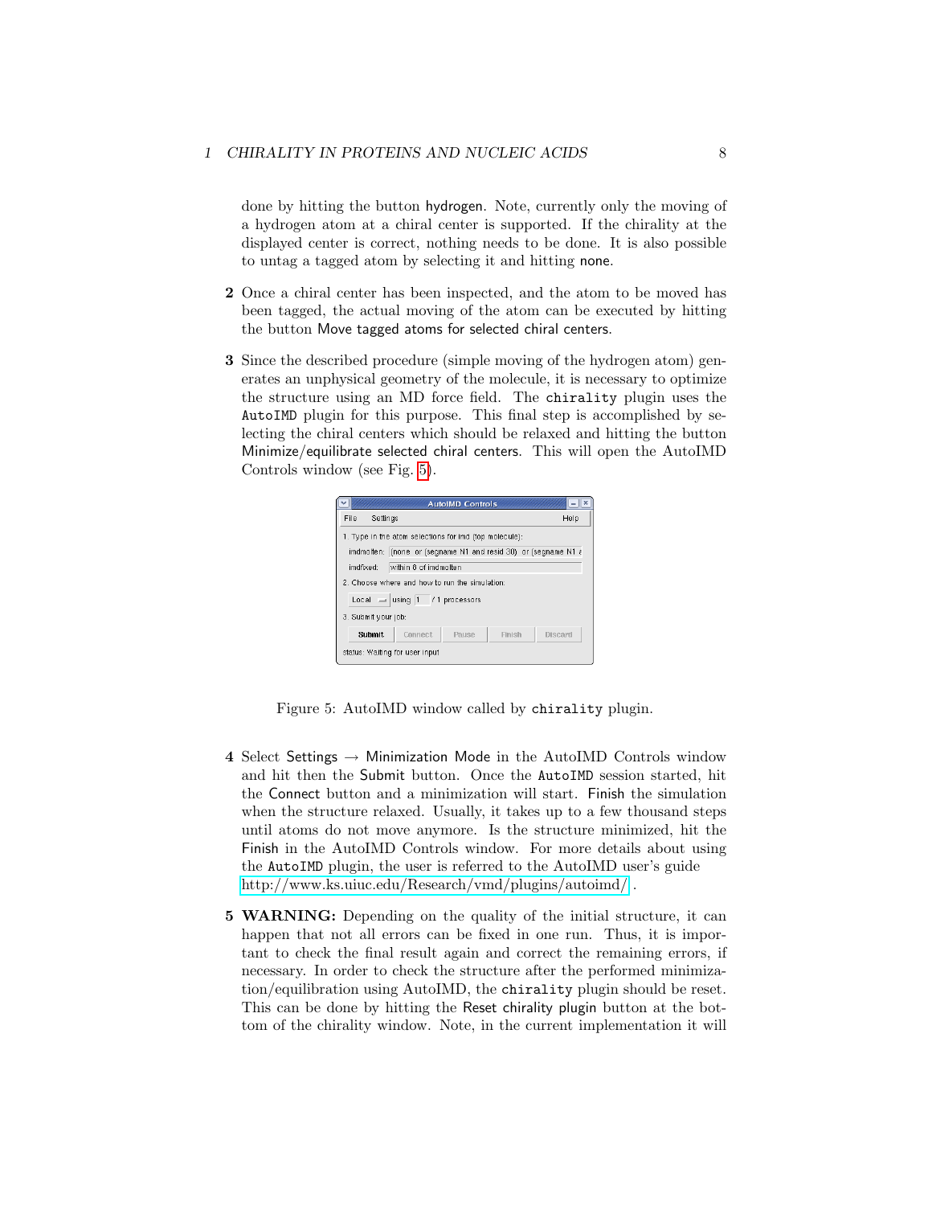done by hitting the button hydrogen. Note, currently only the moving of a hydrogen atom at a chiral center is supported. If the chirality at the displayed center is correct, nothing needs to be done. It is also possible to untag a tagged atom by selecting it and hitting none.

**2** Once a chiral center has been inspected, and the atom to be moved has been tagged, the actual moving of the atom can be executed by hitting the button Move tagged atoms for selected chiral centers.

**3** Since the described procedure (simple moving of the hydrogen atom) generates an unphysical geometry of the molecule, it is necessary to optimize the structure using an MD force field. The `chirality` plugin uses the `AutoIMD` plugin for this purpose. This final step is accomplished by selecting the chiral centers which should be relaxed and hitting the button Minimize/equilibrate selected chiral centers. This will open the AutoIMD Controls window (see Fig. 5).

Figure 5: AutoIMD window called by `chirality` plugin.

**4** Select Settings → Minimization Mode in the AutoIMD Controls window and hit then the Submit button. Once the `AutoIMD` session started, hit the Connect button and a minimization will start. Finish the simulation when the structure relaxed. Usually, it takes up to a few thousand steps until atoms do not move anymore. Is the structure minimized, hit the Finish in the AutoIMD Controls window. For more details about using the `AutoIMD` plugin, the user is referred to the AutoIMD user's guide http://www.ks.uiuc.edu/Research/vmd/plugins/autoimd/ .

**5** **WARNING:** Depending on the quality of the initial structure, it can happen that not all errors can be fixed in one run. Thus, it is important to check the final result again and correct the remaining errors, if necessary. In order to check the structure after the performed minimization/equilibration using AutoIMD, the `chirality` plugin should be reset. This can be done by hitting the Reset chirality plugin button at the bottom of the chirality window. Note, in the current implementation it will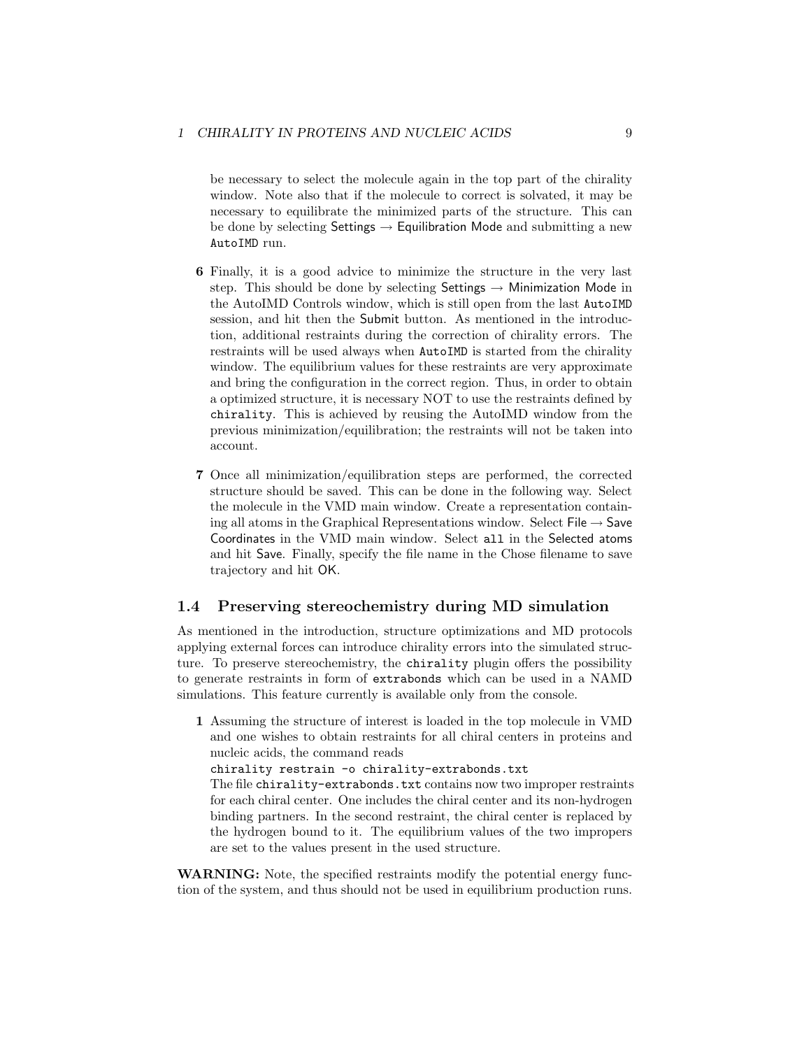be necessary to select the molecule again in the top part of the chirality window. Note also that if the molecule to correct is solvated, it may be necessary to equilibrate the minimized parts of the structure. This can be done by selecting Settings → Equilibration Mode and submitting a new `AutoIMD` run.

**6** Finally, it is a good advice to minimize the structure in the very last step. This should be done by selecting Settings → Minimization Mode in the AutoIMD Controls window, which is still open from the last `AutoIMD` session, and hit then the Submit button. As mentioned in the introduction, additional restraints during the correction of chirality errors. The restraints will be used always when `AutoIMD` is started from the chirality window. The equilibrium values for these restraints are very approximate and bring the configuration in the correct region. Thus, in order to obtain a optimized structure, it is necessary NOT to use the restraints defined by `chirality`. This is achieved by reusing the AutoIMD window from the previous minimization/equilibration; the restraints will not be taken into account.

**7** Once all minimization/equilibration steps are performed, the corrected structure should be saved. This can be done in the following way. Select the molecule in the VMD main window. Create a representation containing all atoms in the Graphical Representations window. Select File → Save Coordinates in the VMD main window. Select `all` in the Selected atoms and hit Save. Finally, specify the file name in the Chose filename to save trajectory and hit OK.

## 1.4 Preserving stereochemistry during MD simulation

As mentioned in the introduction, structure optimizations and MD protocols applying external forces can introduce chirality errors into the simulated structure. To preserve stereochemistry, the `chirality` plugin offers the possibility to generate restraints in form of `extrabonds` which can be used in a NAMD simulations. This feature currently is available only from the console.

**1** Assuming the structure of interest is loaded in the top molecule in VMD and one wishes to obtain restraints for all chiral centers in proteins and nucleic acids, the command reads

```
chirality restrain -o chirality-extrabonds.txt
```

The file `chirality-extrabonds.txt` contains now two improper restraints for each chiral center. One includes the chiral center and its non-hydrogen binding partners. In the second restraint, the chiral center is replaced by the hydrogen bound to it. The equilibrium values of the two impropers are set to the values present in the used structure.

**WARNING:** Note, the specified restraints modify the potential energy function of the system, and thus should not be used in equilibrium production runs.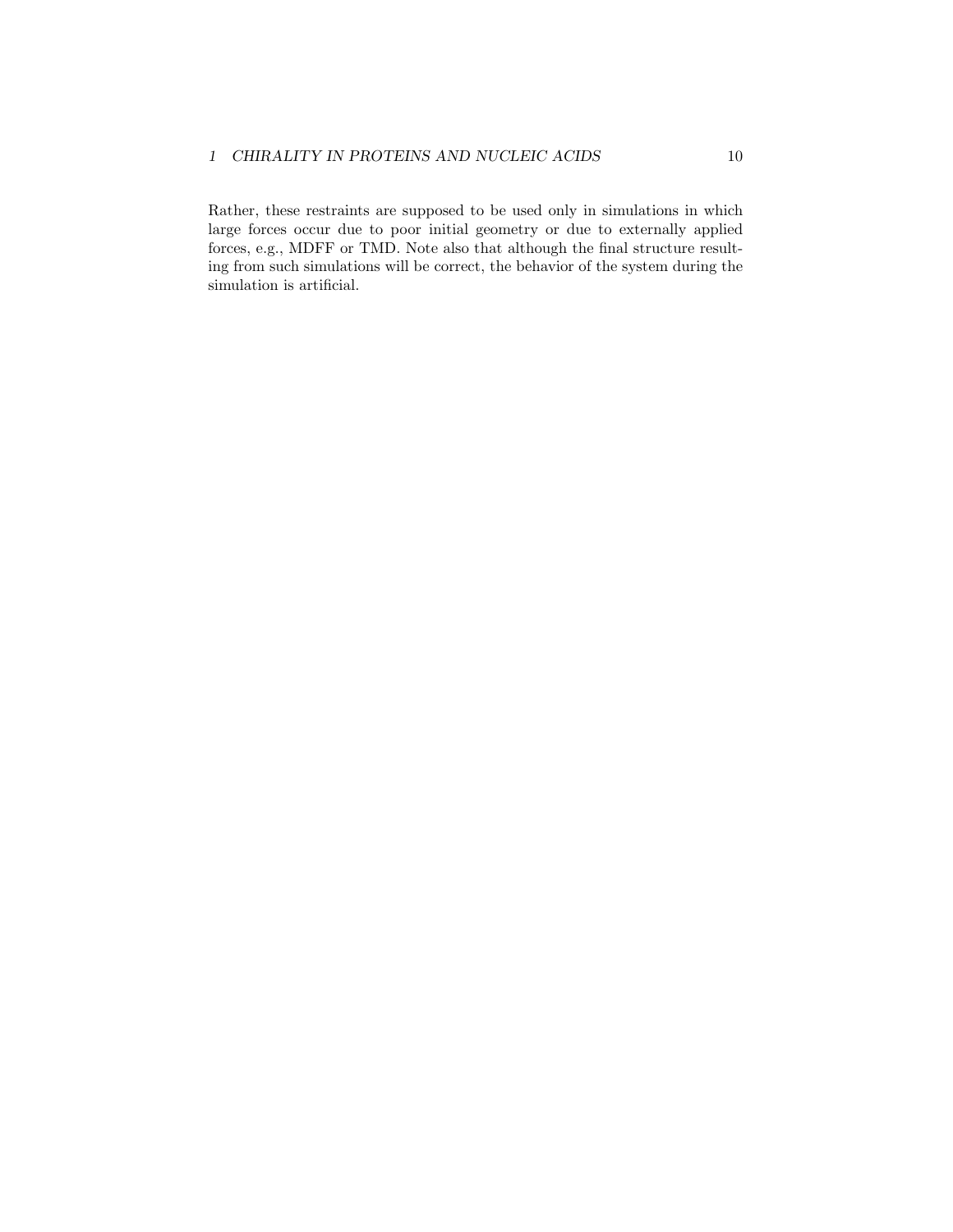Rather, these restraints are supposed to be used only in simulations in which large forces occur due to poor initial geometry or due to externally applied forces, e.g., MDFF or TMD. Note also that although the final structure resulting from such simulations will be correct, the behavior of the system during the simulation is artificial.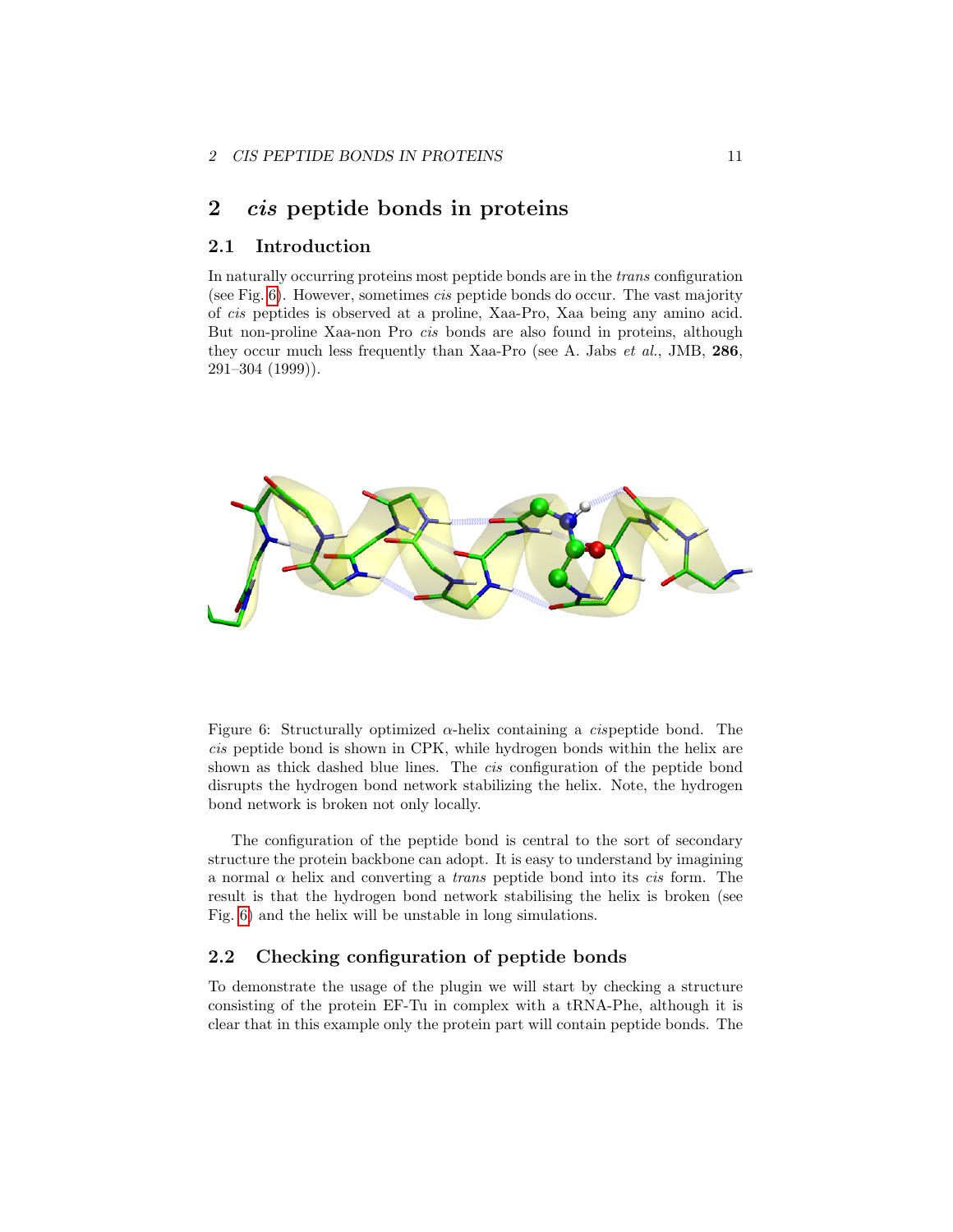## 2 *cis* peptide bonds in proteins

### 2.1 Introduction

In naturally occurring proteins most peptide bonds are in the *trans* configuration (see Fig. 6). However, sometimes *cis* peptide bonds do occur. The vast majority of *cis* peptides is observed at a proline, Xaa-Pro, Xaa being any amino acid. But non-proline Xaa-non Pro *cis* bonds are also found in proteins, although they occur much less frequently than Xaa-Pro (see A. Jabs *et al.*, JMB, **286**, 291–304 (1999)).

Figure 6: Structurally optimized $\alpha$-helix containing a *cis*peptide bond. The *cis* peptide bond is shown in CPK, while hydrogen bonds within the helix are shown as thick dashed blue lines. The *cis* configuration of the peptide bond disrupts the hydrogen bond network stabilizing the helix. Note, the hydrogen bond network is broken not only locally.

The configuration of the peptide bond is central to the sort of secondary structure the protein backbone can adopt. It is easy to understand by imagining a normal $\alpha$ helix and converting a *trans* peptide bond into its *cis* form. The result is that the hydrogen bond network stabilising the helix is broken (see Fig. 6) and the helix will be unstable in long simulations.

### 2.2 Checking configuration of peptide bonds

To demonstrate the usage of the plugin we will start by checking a structure consisting of the protein EF-Tu in complex with a tRNA-Phe, although it is clear that in this example only the protein part will contain peptide bonds. The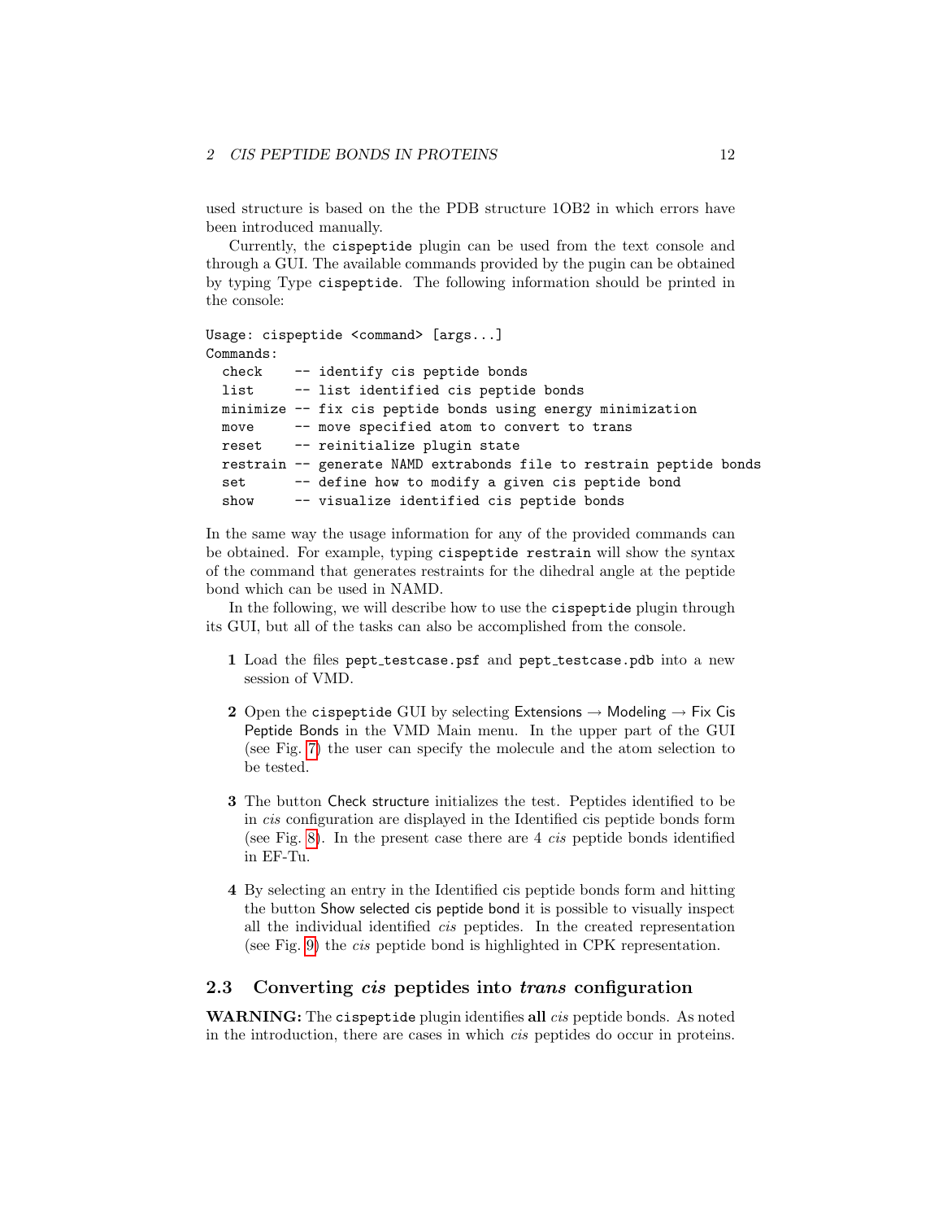used structure is based on the the PDB structure 1OB2 in which errors have been introduced manually.

Currently, the cispeptide plugin can be used from the text console and through a GUI. The available commands provided by the pugin can be obtained by typing Type cispeptide. The following information should be printed in the console:

```
Usage: cispeptide <command> [args...]
Commands:
  check    -- identify cis peptide bonds
  list     -- list identified cis peptide bonds
  minimize -- fix cis peptide bonds using energy minimization
  move     -- move specified atom to convert to trans
  reset    -- reinitialize plugin state
  restrain -- generate NAMD extrabonds file to restrain peptide bonds
  set      -- define how to modify a given cis peptide bond
  show     -- visualize identified cis peptide bonds
```

In the same way the usage information for any of the provided commands can be obtained. For example, typing cispeptide restrain will show the syntax of the command that generates restraints for the dihedral angle at the peptide bond which can be used in NAMD.

In the following, we will describe how to use the cispeptide plugin through its GUI, but all of the tasks can also be accomplished from the console.

**1** Load the files pept_testcase.psf and pept_testcase.pdb into a new session of VMD.

**2** Open the cispeptide GUI by selecting Extensions → Modeling → Fix Cis Peptide Bonds in the VMD Main menu. In the upper part of the GUI (see Fig. 7) the user can specify the molecule and the atom selection to be tested.

**3** The button Check structure initializes the test. Peptides identified to be in *cis* configuration are displayed in the Identified cis peptide bonds form (see Fig. 8). In the present case there are 4 *cis* peptide bonds identified in EF-Tu.

**4** By selecting an entry in the Identified cis peptide bonds form and hitting the button Show selected cis peptide bond it is possible to visually inspect all the individual identified *cis* peptides. In the created representation (see Fig. 9) the *cis* peptide bond is highlighted in CPK representation.

## 2.3 Converting *cis* peptides into *trans* configuration

**WARNING:** The cispeptide plugin identifies **all** *cis* peptide bonds. As noted in the introduction, there are cases in which *cis* peptides do occur in proteins.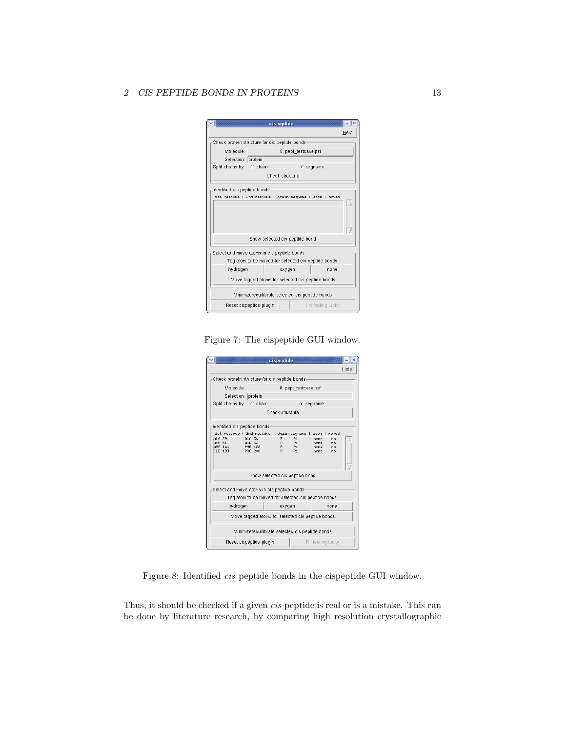Figure 7: The cispeptide GUI window.

Figure 8: Identified *cis* peptide bonds in the cispeptide GUI window.

Thus, it should be checked if a given *cis* peptide is real or is a mistake. This can be done by literature research, by comparing high resolution crystallographic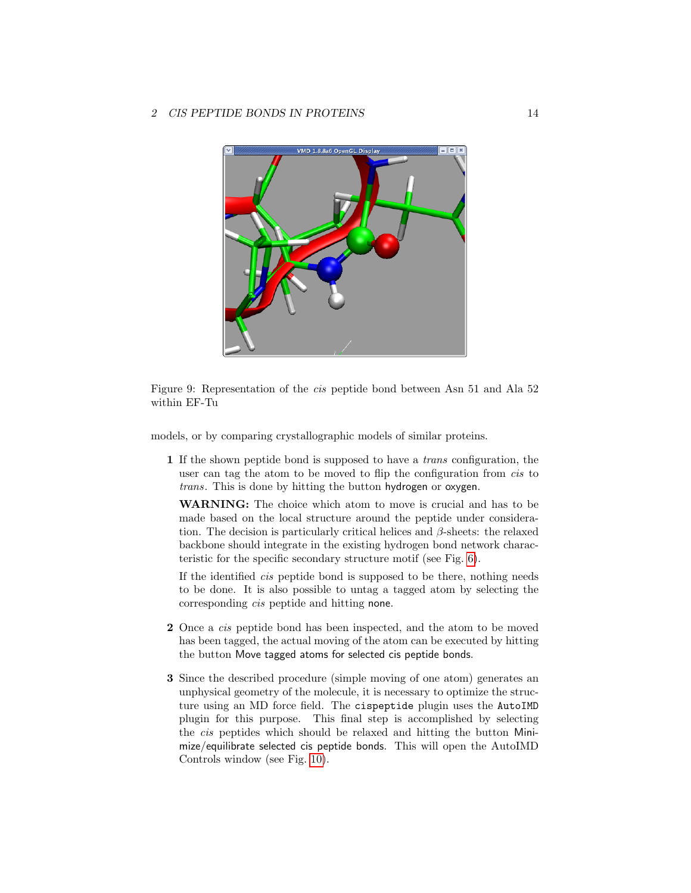Figure 9: Representation of the *cis* peptide bond between Asn 51 and Ala 52 within EF-Tu

models, or by comparing crystallographic models of similar proteins.

**1** If the shown peptide bond is supposed to have a *trans* configuration, the user can tag the atom to be moved to flip the configuration from *cis* to *trans*. This is done by hitting the button hydrogen or oxygen.

**WARNING:** The choice which atom to move is crucial and has to be made based on the local structure around the peptide under consideration. The decision is particularly critical helices and $\beta$-sheets: the relaxed backbone should integrate in the existing hydrogen bond network characteristic for the specific secondary structure motif (see Fig. 6).

If the identified *cis* peptide bond is supposed to be there, nothing needs to be done. It is also possible to untag a tagged atom by selecting the corresponding *cis* peptide and hitting none.

**2** Once a *cis* peptide bond has been inspected, and the atom to be moved has been tagged, the actual moving of the atom can be executed by hitting the button Move tagged atoms for selected cis peptide bonds.

**3** Since the described procedure (simple moving of one atom) generates an unphysical geometry of the molecule, it is necessary to optimize the structure using an MD force field. The `cispeptide` plugin uses the `AutoIMD` plugin for this purpose. This final step is accomplished by selecting the *cis* peptides which should be relaxed and hitting the button Minimize/equilibrate selected cis peptide bonds. This will open the AutoIMD Controls window (see Fig. 10).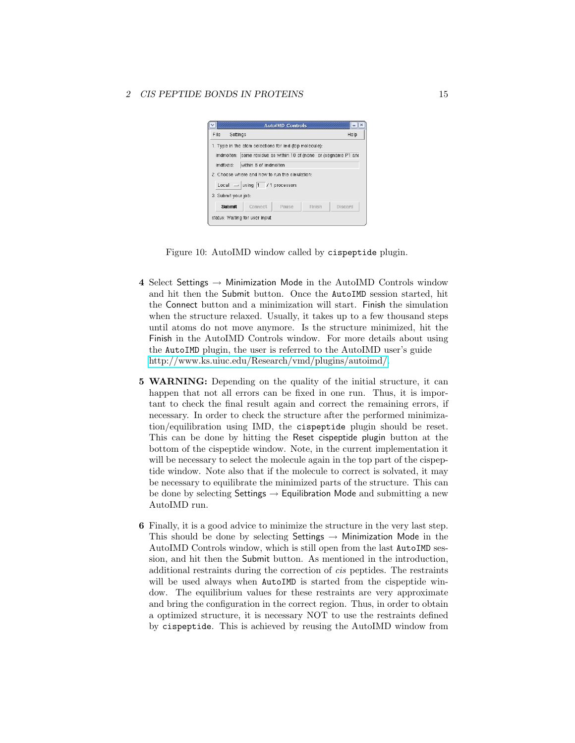Figure 10: AutoIMD window called by `cispeptide` plugin.

**4** Select Settings → Minimization Mode in the AutoIMD Controls window and hit then the Submit button. Once the `AutoIMD` session started, hit the Connect button and a minimization will start. Finish the simulation when the structure relaxed. Usually, it takes up to a few thousand steps until atoms do not move anymore. Is the structure minimized, hit the Finish in the AutoIMD Controls window. For more details about using the `AutoIMD` plugin, the user is referred to the AutoIMD user's guide http://www.ks.uiuc.edu/Research/vmd/plugins/autoimd/.

**5** **WARNING:** Depending on the quality of the initial structure, it can happen that not all errors can be fixed in one run. Thus, it is important to check the final result again and correct the remaining errors, if necessary. In order to check the structure after the performed minimization/equilibration using IMD, the `cispeptide` plugin should be reset. This can be done by hitting the Reset cispeptide plugin button at the bottom of the cispeptide window. Note, in the current implementation it will be necessary to select the molecule again in the top part of the cispeptide window. Note also that if the molecule to correct is solvated, it may be necessary to equilibrate the minimized parts of the structure. This can be done by selecting Settings → Equilibration Mode and submitting a new AutoIMD run.

**6** Finally, it is a good advice to minimize the structure in the very last step. This should be done by selecting Settings → Minimization Mode in the AutoIMD Controls window, which is still open from the last `AutoIMD` session, and hit then the Submit button. As mentioned in the introduction, additional restraints during the correction of *cis* peptides. The restraints will be used always when `AutoIMD` is started from the cispeptide window. The equilibrium values for these restraints are very approximate and bring the configuration in the correct region. Thus, in order to obtain a optimized structure, it is necessary NOT to use the restraints defined by `cispeptide`. This is achieved by reusing the AutoIMD window from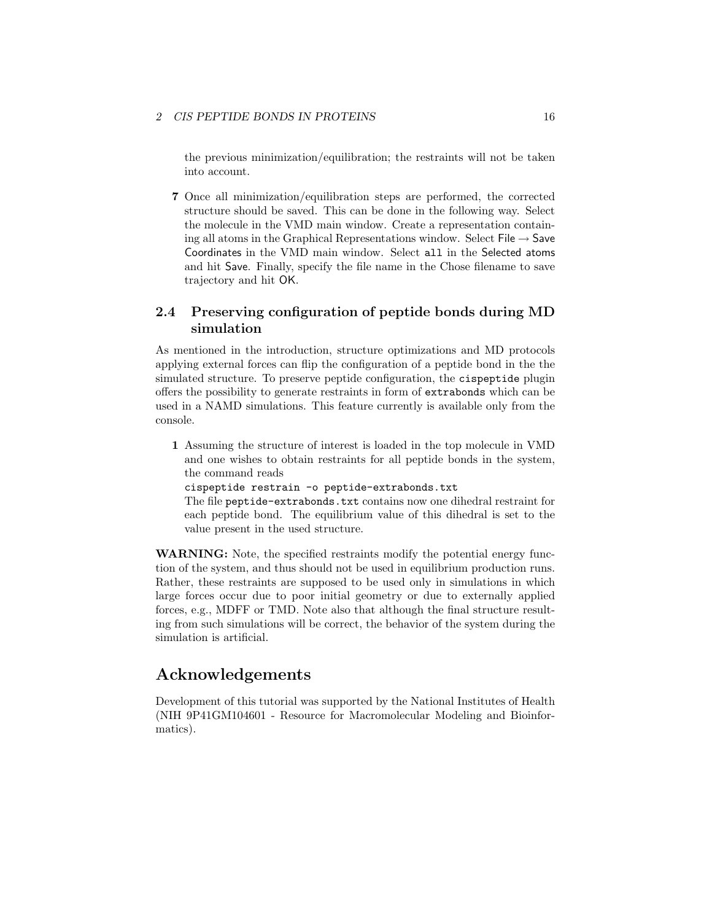the previous minimization/equilibration; the restraints will not be taken into account.

**7** Once all minimization/equilibration steps are performed, the corrected structure should be saved. This can be done in the following way. Select the molecule in the VMD main window. Create a representation containing all atoms in the Graphical Representations window. Select File → Save Coordinates in the VMD main window. Select `all` in the Selected atoms and hit Save. Finally, specify the file name in the Chose filename to save trajectory and hit OK.

## 2.4 Preserving configuration of peptide bonds during MD simulation

As mentioned in the introduction, structure optimizations and MD protocols applying external forces can flip the configuration of a peptide bond in the the simulated structure. To preserve peptide configuration, the `cispeptide` plugin offers the possibility to generate restraints in form of `extrabonds` which can be used in a NAMD simulations. This feature currently is available only from the console.

**1** Assuming the structure of interest is loaded in the top molecule in VMD and one wishes to obtain restraints for all peptide bonds in the system, the command reads

```
cispeptide restrain -o peptide-extrabonds.txt
```

The file `peptide-extrabonds.txt` contains now one dihedral restraint for each peptide bond. The equilibrium value of this dihedral is set to the value present in the used structure.

**WARNING:** Note, the specified restraints modify the potential energy function of the system, and thus should not be used in equilibrium production runs. Rather, these restraints are supposed to be used only in simulations in which large forces occur due to poor initial geometry or due to externally applied forces, e.g., MDFF or TMD. Note also that although the final structure resulting from such simulations will be correct, the behavior of the system during the simulation is artificial.

# Acknowledgements

Development of this tutorial was supported by the National Institutes of Health (NIH 9P41GM104601 - Resource for Macromolecular Modeling and Bioinformatics).